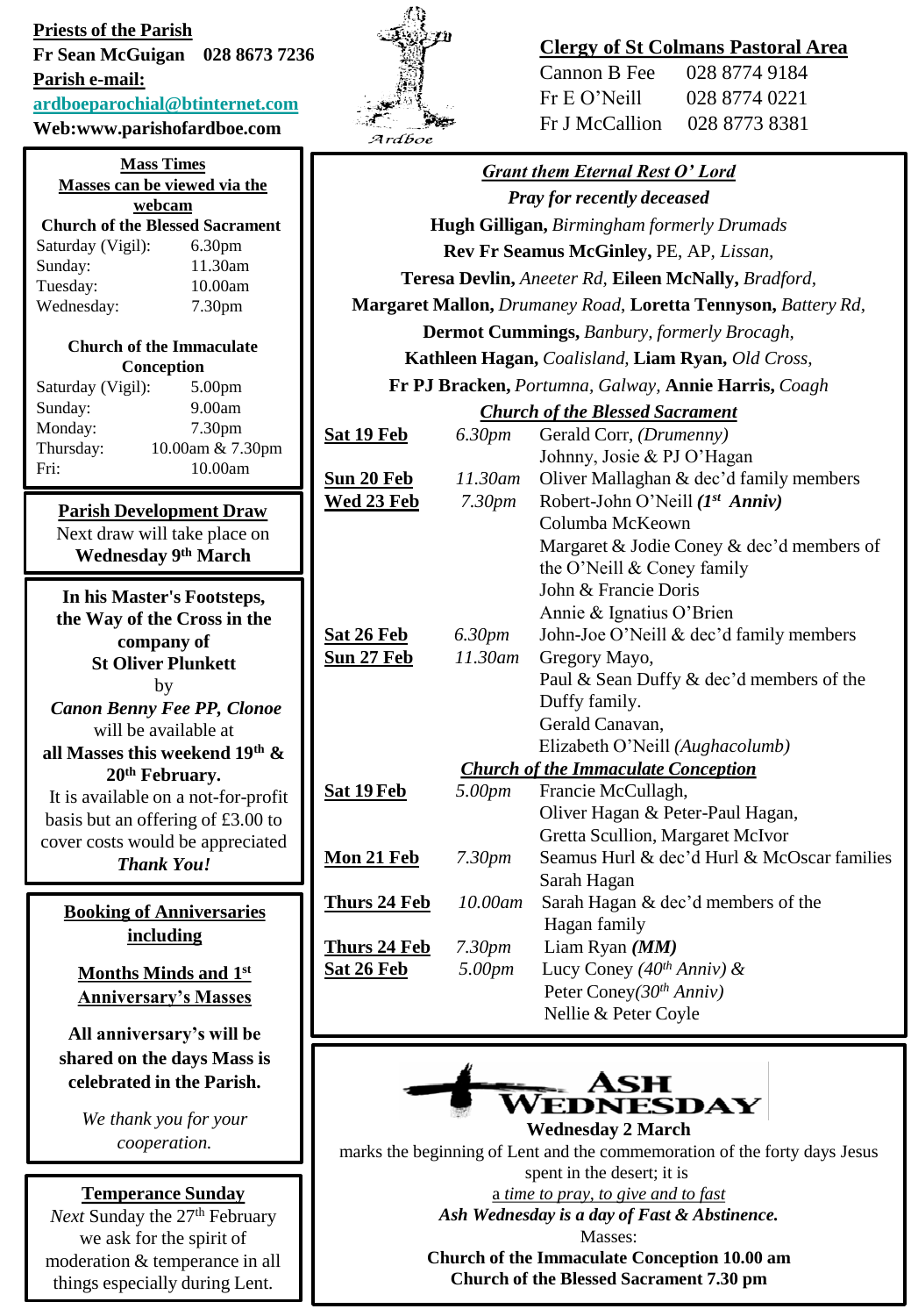**Priests of the Parish**
**Fr Sean McGuigan 028 8673 7236**
**Parish e-mail:**
**ardboeparochial@btinternet.com**
**Web:www.parishofardboe.com**

Ardboe

**Clergy of St Colmans Pastoral Area**

Cannon B Fee 028 8774 9184
Fr E O'Neill 028 8774 0221
Fr J McCallion 028 8773 8381

**Mass Times**
**Masses can be viewed via the webcam**

**Church of the Blessed Sacrament**

| | |
|---|---|
| Saturday (Vigil): | 6.30pm |
| Sunday: | 11.30am |
| Tuesday: | 10.00am |
| Wednesday: | 7.30pm |

**Church of the Immaculate Conception**

| | |
|---|---|
| Saturday (Vigil): | 5.00pm |
| Sunday: | 9.00am |
| Monday: | 7.30pm |
| Thursday: | 10.00am & 7.30pm |
| Fri: | 10.00am |

**Parish Development Draw**
Next draw will take place on
**Wednesday 9th March**

**In his Master's Footsteps, the Way of the Cross in the company of St Oliver Plunkett**
by
***Canon Benny Fee PP, Clonoe***
will be available at
**all Masses this weekend 19th & 20th February.**
It is available on a not-for-profit basis but an offering of £3.00 to cover costs would be appreciated
***Thank You!***

**Booking of Anniversaries including**

**Months Minds and 1st Anniversary's Masses**

**All anniversary's will be shared on the days Mass is celebrated in the Parish.**

*We thank you for your cooperation.*

**Temperance Sunday**
*Next* Sunday the 27th February we ask for the spirit of moderation & temperance in all things especially during Lent.

***Grant them Eternal Rest O' Lord***
***Pray for recently deceased***

**Hugh Gilligan,** *Birmingham formerly Drumads*
**Rev Fr Seamus McGinley,** PE, AP, *Lissan,*
**Teresa Devlin,** *Aneeter Rd,* **Eileen McNally,** *Bradford,*
**Margaret Mallon,** *Drumaney Road,* **Loretta Tennyson,** *Battery Rd,*
**Dermot Cummings,** *Banbury, formerly Brocagh,*
**Kathleen Hagan,** *Coalisland,* **Liam Ryan,** *Old Cross,*
**Fr PJ Bracken,** *Portumna, Galway,* **Annie Harris,** *Coagh*

***Church of the Blessed Sacrament***

| | | |
|---|---|---|
| **Sat 19 Feb** | *6.30pm* | Gerald Corr, *(Drumenny)* |
| | | Johnny, Josie & PJ O'Hagan |
| **Sun 20 Feb** | *11.30am* | Oliver Mallaghan & dec'd family members |
| **Wed 23 Feb** | *7.30pm* | Robert-John O'Neill ***(1st Anniv)*** |
| | | Columba McKeown |
| | | Margaret & Jodie Coney & dec'd members of the O'Neill & Coney family |
| | | John & Francie Doris |
| | | Annie & Ignatius O'Brien |
| **Sat 26 Feb** | *6.30pm* | John-Joe O'Neill & dec'd family members |
| **Sun 27 Feb** | *11.30am* | Gregory Mayo, |
| | | Paul & Sean Duffy & dec'd members of the Duffy family. |
| | | Gerald Canavan, |
| | | Elizabeth O'Neill *(Aughacolumb)* |

***Church of the Immaculate Conception***

| | | |
|---|---|---|
| **Sat 19 Feb** | *5.00pm* | Francie McCullagh, |
| | | Oliver Hagan & Peter-Paul Hagan, |
| | | Gretta Scullion, Margaret McIvor |
| **Mon 21 Feb** | *7.30pm* | Seamus Hurl & dec'd Hurl & McOscar families |
| | | Sarah Hagan |
| **Thurs 24 Feb** | *10.00am* | Sarah Hagan & dec'd members of the Hagan family |
| **Thurs 24 Feb** | *7.30pm* | Liam Ryan ***(MM)*** |
| **Sat 26 Feb** | *5.00pm* | Lucy Coney *(40th Anniv) &* |
| | | Peter Coney*(30th Anniv)* |
| | | Nellie & Peter Coyle |

**ASH WEDNESDAY**

**Wednesday 2 March**

marks the beginning of Lent and the commemoration of the forty days Jesus spent in the desert; it is
a *time to pray, to give and to fast*
***Ash Wednesday is a day of Fast & Abstinence.***
Masses:
**Church of the Immaculate Conception 10.00 am**
**Church of the Blessed Sacrament 7.30 pm**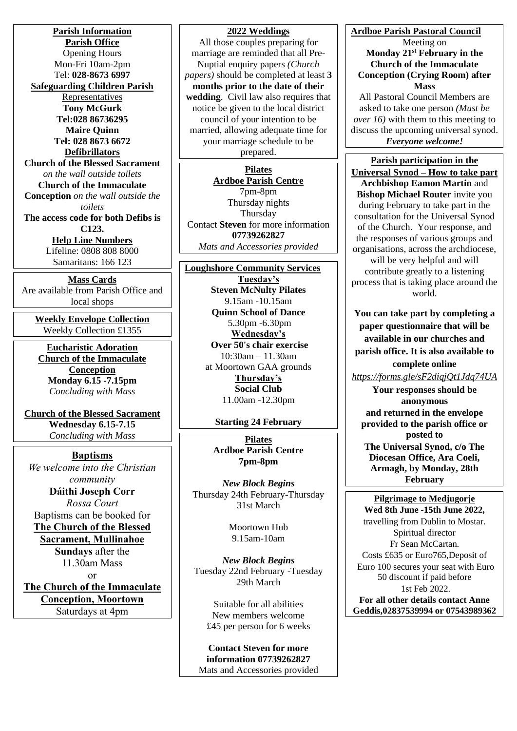## Parish Information

**Parish Office**

Opening Hours
Mon-Fri 10am-2pm
Tel: **028-8673 6997**

**Safeguarding Children Parish**
Representatives
**Tony McGurk**
**Tel:028 86736295**
**Maire Quinn**
**Tel: 028 8673 6672**

**Defibrillators**
**Church of the Blessed Sacrament** *on the wall outside toilets*
**Church of the Immaculate Conception** *on the wall outside the toilets*
**The access code for both Defibs is C123.**

**Help Line Numbers**
Lifeline: 0808 808 8000
Samaritans: 166 123

**Mass Cards**
Are available from Parish Office and local shops

**Weekly Envelope Collection**
Weekly Collection £1355

**Eucharistic Adoration**
**Church of the Immaculate Conception**
**Monday 6.15 -7.15pm**
*Concluding with Mass*

**Church of the Blessed Sacrament**
**Wednesday 6.15-7.15**
*Concluding with Mass*

**Baptisms**
*We welcome into the Christian community*
**Dáithi Joseph Corr**
*Rossa Court*
Baptisms can be booked for
**The Church of the Blessed Sacrament, Mullinahoe**
**Sundays** after the 11.30am Mass
or
**The Church of the Immaculate Conception, Moortown**
Saturdays at 4pm

**2022 Weddings**
All those couples preparing for marriage are reminded that all Pre-Nuptial enquiry papers *(Church papers)* should be completed at least **3 months prior to the date of their wedding**. Civil law also requires that notice be given to the local district council of your intention to be married, allowing adequate time for your marriage schedule to be prepared.

**Pilates**
**Ardboe Parish Centre**
7pm-8pm
Thursday nights
Thursday
Contact **Steven** for more information **07739262827**
*Mats and Accessories provided*

**Loughshore Community Services**
**Tuesday's**
**Steven McNulty Pilates**
9.15am -10.15am
**Quinn School of Dance**
5.30pm -6.30pm
**Wednesday's**
**Over 50's chair exercise**
10:30am – 11.30am
at Moortown GAA grounds
**Thursday's**
**Social Club**
11.00am -12.30pm

**Starting 24 February**

**Pilates**
**Ardboe Parish Centre**
**7pm-8pm**

***New Block Begins***
Thursday 24th February-Thursday 31st March

Moortown Hub
9.15am-10am

***New Block Begins***
Tuesday 22nd February -Tuesday 29th March

Suitable for all abilities
New members welcome
£45 per person for 6 weeks

**Contact Steven for more information 07739262827**
Mats and Accessories provided

**Ardboe Parish Pastoral Council**
Meeting on
**Monday 21st February in the Church of the Immaculate Conception (Crying Room) after Mass**
All Pastoral Council Members are asked to take one person *(Must be over 16)* with them to this meeting to discuss the upcoming universal synod.
***Everyone welcome!***

**Parish participation in the Universal Synod – How to take part**
**Archbishop Eamon Martin** and **Bishop Michael Router** invite you during February to take part in the consultation for the Universal Synod of the Church. Your response, and the responses of various groups and organisations, across the archdiocese, will be very helpful and will contribute greatly to a listening process that is taking place around the world.

**You can take part by completing a paper questionnaire that will be available in our churches and parish office. It is also available to complete online**
*https://forms.gle/sF2diqjQt1Jdq74UA*
**Your responses should be anonymous and returned in the envelope provided to the parish office or posted to**
**The Universal Synod, c/o The Diocesan Office, Ara Coeli, Armagh, by Monday, 28th February**

**Pilgrimage to Medjugorje**
**Wed 8th June -15th June 2022,**
travelling from Dublin to Mostar.
Spiritual director
Fr Sean McCartan.
Costs £635 or Euro765,Deposit of Euro 100 secures your seat with Euro 50 discount if paid before 1st Feb 2022.
**For all other details contact Anne Geddis,02837539994 or 07543989362**